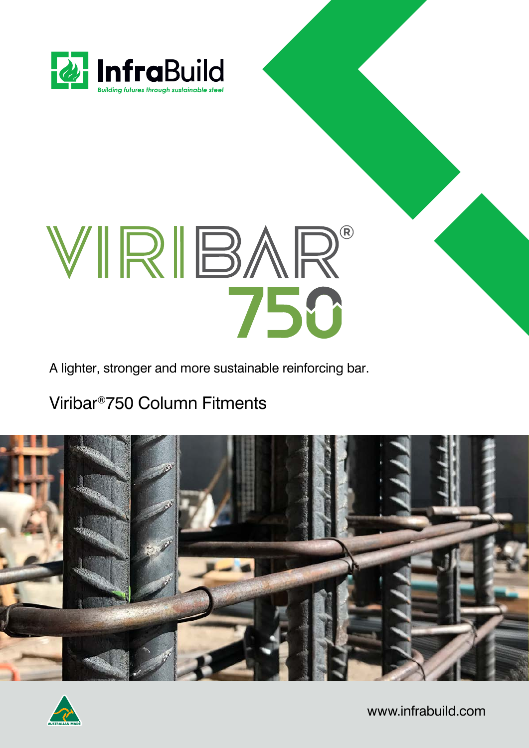InfraBuild

*Building futures through sustainable steel*

# VIRIBAR® 750

A lighter, stronger and more sustainable reinforcing bar.

## Viribar®750 Column Fitments

www.infrabuild.com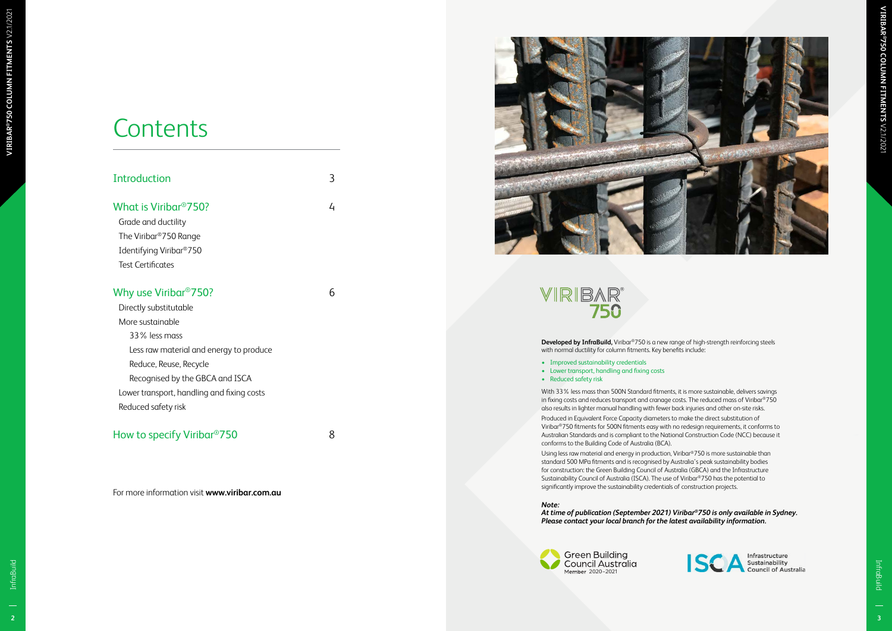# Contents

| | |
|---|---|
| Introduction | 3 |
| What is Viribar®750? | 4 |
| Grade and ductility | |
| The Viribar®750 Range | |
| Identifying Viribar®750 | |
| Test Certificates | |
| Why use Viribar®750? | 6 |
| Directly substitutable | |
| More sustainable | |
| 33% less mass | |
| Less raw material and energy to produce | |
| Reduce, Reuse, Recycle | |
| Recognised by the GBCA and ISCA | |
| Lower transport, handling and fixing costs | |
| Reduced safety risk | |
| How to specify Viribar®750 | 8 |

For more information visit **www.viribar.com.au**

VIRIBAR® 750

**Developed by InfraBuild,** Viribar®750 is a new range of high-strength reinforcing steels with normal ductility for column fitments. Key benefits include:

- Improved sustainability credentials
- Lower transport, handling and fixing costs
- Reduced safety risk

With 33% less mass than 500N Standard fitments, it is more sustainable, delivers savings in fixing costs and reduces transport and cranage costs. The reduced mass of Viribar®750 also results in lighter manual handling with fewer back injuries and other on-site risks.

Produced in Equivalent Force Capacity diameters to make the direct substitution of Viribar®750 fitments for 500N fitments easy with no redesign requirements, it conforms to Australian Standards and is compliant to the National Construction Code (NCC) because it conforms to the Building Code of Australia (BCA).

Using less raw material and energy in production, Viribar®750 is more sustainable than standard 500 MPa fitments and is recognised by Australia's peak sustainability bodies for construction: the Green Building Council of Australia (GBCA) and the Infrastructure Sustainability Council of Australia (ISCA). The use of Viribar®750 has the potential to significantly improve the sustainability credentials of construction projects.

***Note:***
***At time of publication (September 2021) Viribar®750 is only available in Sydney. Please contact your local branch for the latest availability information.***

Green Building Council Australia Member 2020–2021

ISCA Infrastructure Sustainability Council of Australia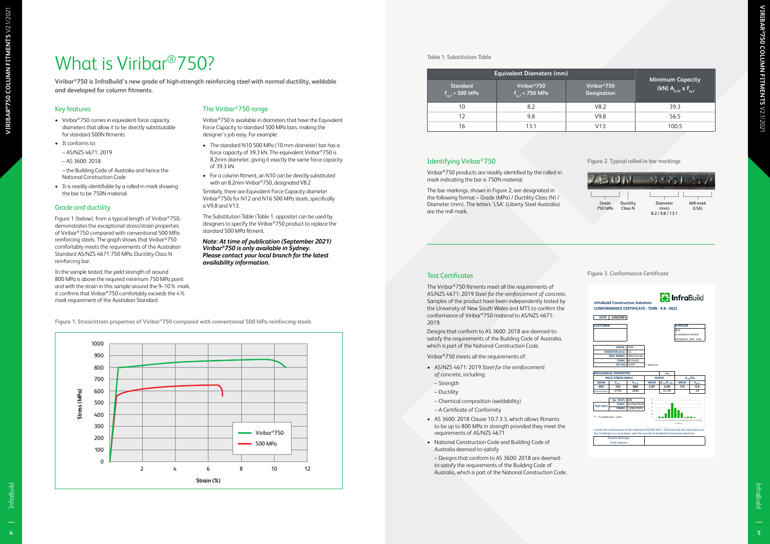# What is Viribar®750?

**Viribar®750 is InfraBuild's new grade of high-strength reinforcing steel with normal ductility, weldable and developed for column fitments.**

## Key features

- Viribar®750 comes in equivalent force capacity diameters that allow it to be directly substitutable for standard 500N fitments
- It conforms to:
  - AS/NZS 4671: 2019
  - AS 3600: 2018
  - the Building Code of Australia and hence the National Construction Code
- It is readily identifiable by a rolled-in mark showing the bar to be 750N material.

## Grade and ductility

Figure 1 (below), from a typical length of Viribar®750, demonstrates the exceptional stress/strain properties of Viribar®750 compared with conventional 500 MPa reinforcing steels. The graph shows that Viribar®750 comfortably meets the requirements of the Australian Standard AS/NZS 4671 750 MPa, Ductility Class N reinforcing bar.

In the sample tested, the yield strength of around 800 MPa is above the required minimum 750 MPa point and with the strain in this sample around the 9–10% mark, it confirms that Viribar®750 comfortably exceeds the 4% mark requirement of the Australian Standard.

## The Viribar®750 range

Viribar®750 is available in diameters that have the Equivalent Force Capacity to standard 500 MPa bars, making the designer's job easy. For example:

- The standard N10 500 MPa (10 mm diameter) bar has a force capacity of 39.3 kN. The equivalent Viribar®750 is 8.2mm diameter, giving it exactly the same force capacity of 39.3 kN
- For a column fitment, an N10 can be directly substituted with an 8.2mm Viribar®750, designated V8.2

Similarly, there are Equivalent Force Capacity diameter Viribar®750s for N12 and N16 500 MPa steels, specifically a V9.8 and V13.

The Substitution Table (Table 1, opposite) can be used by designers to specify the Viribar®750 product to replace the standard 500 MPa fitment.

***Note: At time of publication (September 2021) Viribar®750 is only available in Sydney. Please contact your local branch for the latest availability information.***

Figure 1. Stress/strain properties of Viribar®750 compared with conventional 500 MPa reinforcing steels

Table 1. Substitution Table

| Equivalent Diameters (mm) | | | Minimum Capacity (kN) $A_{b.fit} \times f_{sy.f}$ |
|---|---|---|---|
| Standard $f_{sy.f}$ = 500 MPa | Viribar®750 $f_{sy.f}$ = 750 MPa | Viribar®750 Designation | |
| 10 | 8.2 | V8.2 | 39.3 |
| 12 | 9.8 | V9.8 | 56.5 |
| 16 | 13.1 | V13 | 100.5 |

## Identifying Viribar®750

Viribar®750 products are readily identified by the rolled-in mark indicating the bar is 750N material.

The bar markings, shown in Figure 2, are designated in the following format – Grade (MPa) / Ductility Class (N) / Diameter (mm). The letters 'LSA' (Liberty Steel Australia) are the mill mark.

Figure 2. Typical rolled-in bar markings

## Test Certificates

The Viribar®750 fitments meet all the requirements of AS/NZS 4671: 2019 *Steel for the reinforcement of concrete*. Samples of the product have been independently tested by the University of New South Wales and MTS to confirm the conformance of Viribar®750 material to AS/NZS 4671: 2019.

Designs that conform to AS 3600: 2018 are deemed-to-satisfy the requirements of the Building Code of Australia, which is part of the National Construction Code.

Viribar®750 meets all the requirements of:

- AS/NZS 4671: 2019 *Steel for the reinforcement of concrete*, including:
  - Strength
  - Ductility
  - Chemical composition (weldability)
  - A Certificate of Conformity
- AS 3600: 2018 Clause 10.7.3.3, which allows fitments to be up to 800 MPa in strength provided they meet the requirements of AS/NZS 4671
- National Construction Code and Building Code of Australia deemed-to-satisfy
  - Designs that conform to AS 3600: 2018 are deemed-to-satisfy the requirements of the Building Code of Australia, which is part of the National Construction Code.

Figure 3. Conformance Certificate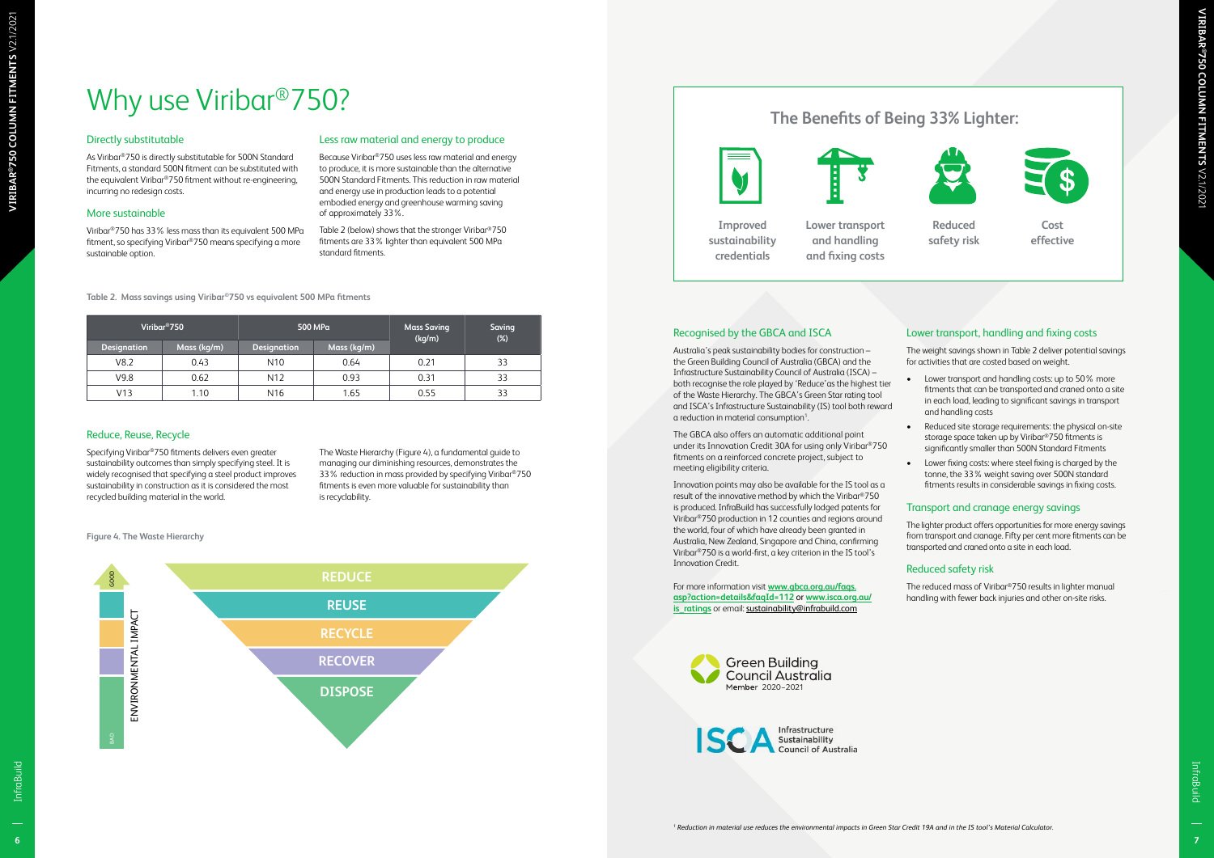# Why use Viribar®750?

### Directly substitutable

As Viribar®750 is directly substitutable for 500N Standard Fitments, a standard 500N fitment can be substituted with the equivalent Viribar®750 fitment without re-engineering, incurring no redesign costs.

### More sustainable

Viribar®750 has 33% less mass than its equivalent 500 MPa fitment, so specifying Viribar®750 means specifying a more sustainable option.

### Less raw material and energy to produce

Because Viribar®750 uses less raw material and energy to produce, it is more sustainable than the alternative 500N Standard Fitments. This reduction in raw material and energy use in production leads to a potential embodied energy and greenhouse warming saving of approximately 33%.

Table 2 (below) shows that the stronger Viribar®750 fitments are 33% lighter than equivalent 500 MPa standard fitments.

**Table 2. Mass savings using Viribar®750 vs equivalent 500 MPa fitments**

| Viribar®750 | | 500 MPa | | Mass Saving (kg/m) | Saving (%) |
|---|---|---|---|---|---|
| Designation | Mass (kg/m) | Designation | Mass (kg/m) | | |
| V8.2 | 0.43 | N10 | 0.64 | 0.21 | 33 |
| V9.8 | 0.62 | N12 | 0.93 | 0.31 | 33 |
| V13 | 1.10 | N16 | 1.65 | 0.55 | 33 |

### Reduce, Reuse, Recycle

Specifying Viribar®750 fitments delivers even greater sustainability outcomes than simply specifying steel. It is widely recognised that specifying a steel product improves sustainability in construction as it is considered the most recycled building material in the world.

The Waste Hierarchy (Figure 4), a fundamental guide to managing our diminishing resources, demonstrates the 33% reduction in mass provided by specifying Viribar®750 fitments is even more valuable for sustainability than is recyclability.

**Figure 4. The Waste Hierarchy**

GOOD — ENVIRONMENTAL IMPACT — BAD

- REDUCE
- REUSE
- RECYCLE
- RECOVER
- DISPOSE

## The Benefits of Being 33% Lighter:

- Improved sustainability credentials
- Lower transport and handling and fixing costs
- Reduced safety risk
- Cost effective

### Recognised by the GBCA and ISCA

Australia's peak sustainability bodies for construction – the Green Building Council of Australia (GBCA) and the Infrastructure Sustainability Council of Australia (ISCA) – both recognise the role played by 'Reduce' as the highest tier of the Waste Hierarchy. The GBCA's Green Star rating tool and ISCA's Infrastructure Sustainability (IS) tool both reward a reduction in material consumption[1].

The GBCA also offers an automatic additional point under its Innovation Credit 30A for using only Viribar®750 fitments on a reinforced concrete project, subject to meeting eligibility criteria.

Innovation points may also be available for the IS tool as a result of the innovative method by which the Viribar®750 is produced. InfraBuild has successfully lodged patents for Viribar®750 production in 12 counties and regions around the world, four of which have already been granted in Australia, New Zealand, Singapore and China, confirming Viribar®750 is a world-first, a key criterion in the IS tool's Innovation Credit.

For more information visit **www.gbca.org.au/faqs.asp?action=details&faqId=112** or **www.isca.org.au/is_ratings** or email: sustainability@infrabuild.com

Green Building Council Australia Member 2020–2021

ISCA Infrastructure Sustainability Council of Australia

### Lower transport, handling and fixing costs

The weight savings shown in Table 2 deliver potential savings for activities that are costed based on weight.

- Lower transport and handling costs: up to 50% more fitments that can be transported and craned onto a site in each load, leading to significant savings in transport and handling costs
- Reduced site storage requirements: the physical on-site storage space taken up by Viribar®750 fitments is significantly smaller than 500N Standard Fitments
- Lower fixing costs: where steel fixing is charged by the tonne, the 33% weight saving over 500N standard fitments results in considerable savings in fixing costs.

### Transport and cranage energy savings

The lighter product offers opportunities for more energy savings from transport and cranage. Fifty per cent more fitments can be transported and craned onto a site in each load.

### Reduced safety risk

The reduced mass of Viribar®750 results in lighter manual handling with fewer back injuries and other on-site risks.

[1] *Reduction in material use reduces the environmental impacts in Green Star Credit 19A and in the IS tool's Material Calculator.*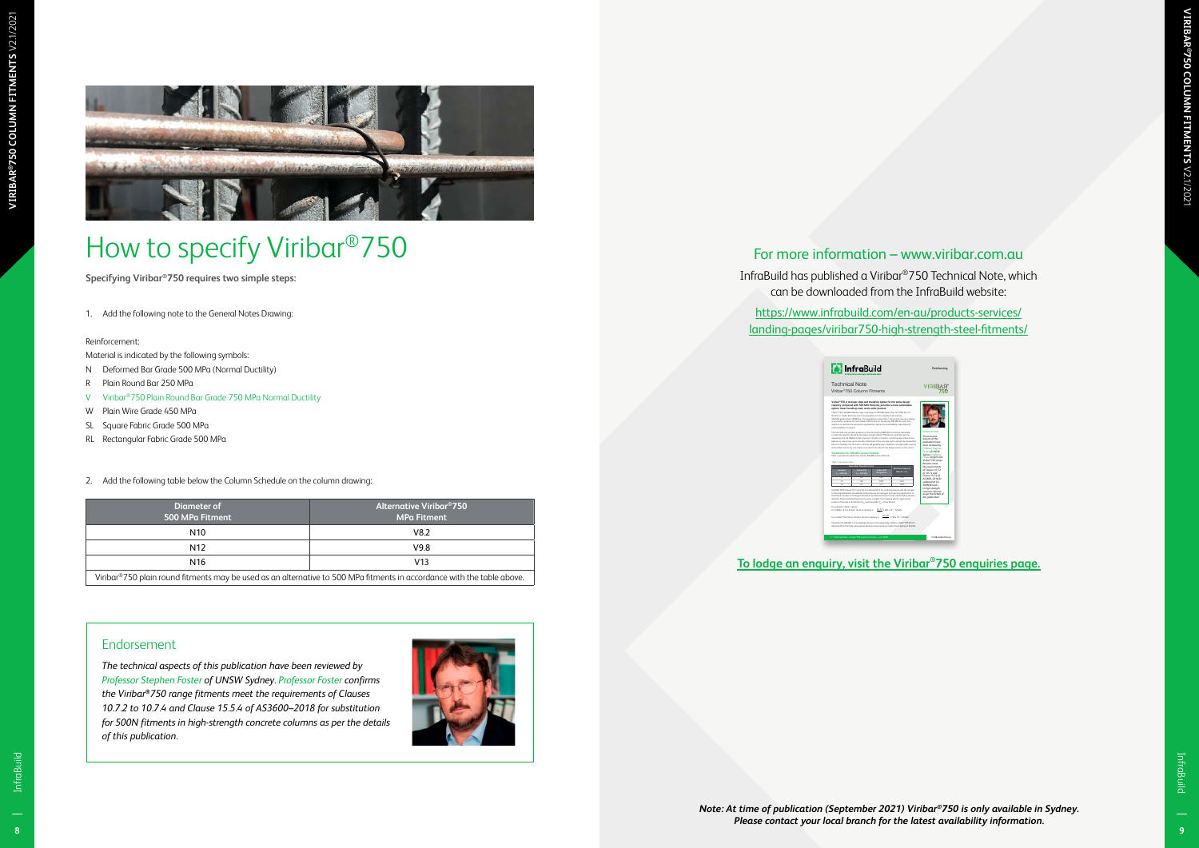# How to specify Viribar®750

**Specifying Viribar®750 requires two simple steps:**

1. Add the following note to the General Notes Drawing:

Reinforcement:

Material is indicated by the following symbols:

- N Deformed Bar Grade 500 MPa (Normal Ductility)
- R Plain Round Bar 250 MPa
- V Viribar®750 Plain Round Bar Grade 750 MPa Normal Ductility
- W Plain Wire Grade 450 MPa
- SL Square Fabric Grade 500 MPa
- RL Rectangular Fabric Grade 500 MPa

2. Add the following table below the Column Schedule on the column drawing:

| Diameter of 500 MPa Fitment | Alternative Viribar®750 MPa Fitment |
| --- | --- |
| N10 | V8.2 |
| N12 | V9.8 |
| N16 | V13 |
| Viribar®750 plain round fitments may be used as an alternative to 500 MPa fitments in accordance with the table above. | |

## Endorsement

*The technical aspects of this publication have been reviewed by Professor Stephen Foster of UNSW Sydney. Professor Foster confirms the Viribar®750 range fitments meet the requirements of Clauses 10.7.2 to 10.7.4 and Clause 15.5.4 of AS3600–2018 for substitution for 500N fitments in high-strength concrete columns as per the details of this publication.*

## For more information – www.viribar.com.au

InfraBuild has published a Viribar®750 Technical Note, which can be downloaded from the InfraBuild website:

https://www.infrabuild.com/en-au/products-services/landing-pages/viribar750-high-strength-steel-fitments/

**To lodge an enquiry, visit the Viribar®750 enquiries page.**

***Note: At time of publication (September 2021) Viribar®750 is only available in Sydney. Please contact your local branch for the latest availability information.***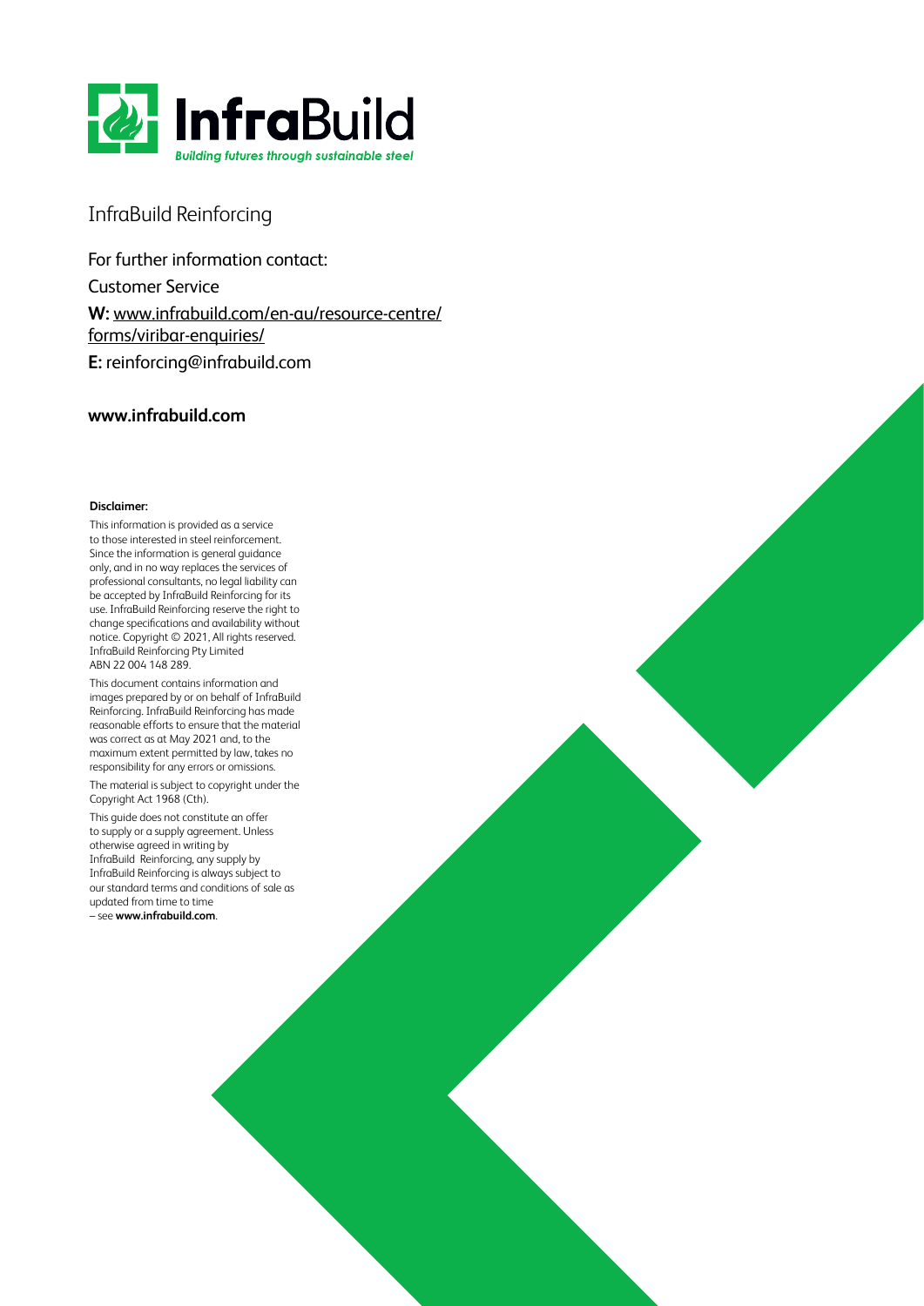**InfraBuild**

*Building futures through sustainable steel*

InfraBuild Reinforcing

For further information contact:

Customer Service

**W:** www.infrabuild.com/en-au/resource-centre/forms/viribar-enquiries/

**E:** reinforcing@infrabuild.com

**www.infrabuild.com**

**Disclaimer:**

This information is provided as a service to those interested in steel reinforcement. Since the information is general guidance only, and in no way replaces the services of professional consultants, no legal liability can be accepted by InfraBuild Reinforcing for its use. InfraBuild Reinforcing reserve the right to change specifications and availability without notice. Copyright © 2021, All rights reserved. InfraBuild Reinforcing Pty Limited ABN 22 004 148 289.

This document contains information and images prepared by or on behalf of InfraBuild Reinforcing. InfraBuild Reinforcing has made reasonable efforts to ensure that the material was correct as at May 2021 and, to the maximum extent permitted by law, takes no responsibility for any errors or omissions.

The material is subject to copyright under the Copyright Act 1968 (Cth).

This guide does not constitute an offer to supply or a supply agreement. Unless otherwise agreed in writing by InfraBuild Reinforcing, any supply by InfraBuild Reinforcing is always subject to our standard terms and conditions of sale as updated from time to time – see **www.infrabuild.com**.